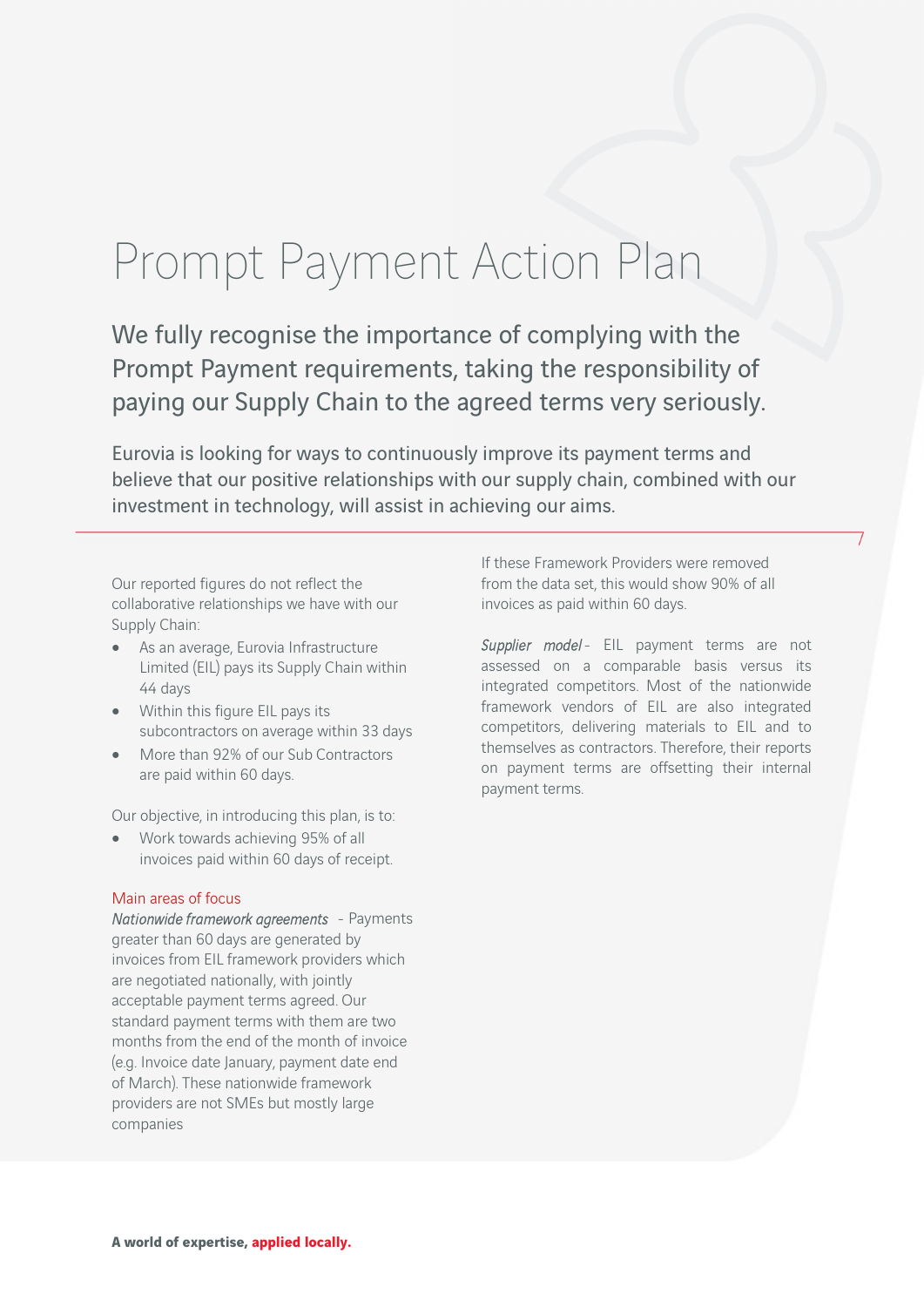# Prompt Payment Action Plan

## We fully recognise the importance of complying with the Prompt Payment requirements, taking the responsibility of paying our Supply Chain to the agreed terms very seriously.

Eurovia is looking for ways to continuously improve its payment terms and believe that our positive relationships with our supply chain, combined with our investment in technology, will assist in achieving our aims.

Our reported figures do not reflect the collaborative relationships we have with our Supply Chain:

- As an average, Eurovia Infrastructure Limited (EIL) pays its Supply Chain within 44 days
- Within this figure EIL pays its subcontractors on average within 33 days
- More than 92% of our Sub Contractors are paid within 60 days.

Our objective, in introducing this plan, is to:

- Work towards achieving 95% of all invoices paid within 60 days of receipt.

### Main areas of focus

*Nationwide framework agreements* - Payments greater than 60 days are generated by invoices from EIL framework providers which are negotiated nationally, with jointly acceptable payment terms agreed. Our standard payment terms with them are two months from the end of the month of invoice (e.g. Invoice date January, payment date end of March). These nationwide framework providers are not SMEs but mostly large companies

If these Framework Providers were removed from the data set, this would show 90% of all invoices as paid within 60 days.

*Supplier model* - EIL payment terms are not assessed on a comparable basis versus its integrated competitors. Most of the nationwide framework vendors of EIL are also integrated competitors, delivering materials to EIL and to themselves as contractors. Therefore, their reports on payment terms are offsetting their internal payment terms.

**A world of expertise, applied locally.**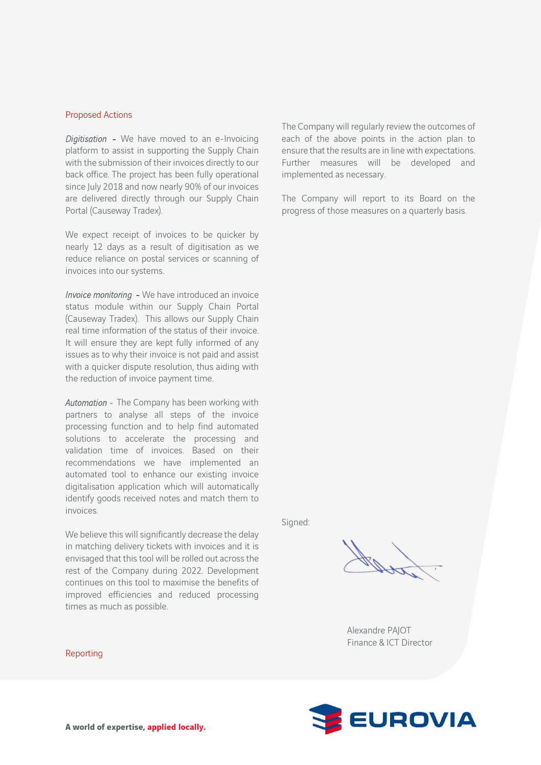## Proposed Actions

*Digitisation* - We have moved to an e-Invoicing platform to assist in supporting the Supply Chain with the submission of their invoices directly to our back office. The project has been fully operational since July 2018 and now nearly 90% of our invoices are delivered directly through our Supply Chain Portal (Causeway Tradex).

We expect receipt of invoices to be quicker by nearly 12 days as a result of digitisation as we reduce reliance on postal services or scanning of invoices into our systems.

*Invoice monitoring* - We have introduced an invoice status module within our Supply Chain Portal (Causeway Tradex). This allows our Supply Chain real time information of the status of their invoice. It will ensure they are kept fully informed of any issues as to why their invoice is not paid and assist with a quicker dispute resolution, thus aiding with the reduction of invoice payment time.

*Automation* - The Company has been working with partners to analyse all steps of the invoice processing function and to help find automated solutions to accelerate the processing and validation time of invoices. Based on their recommendations we have implemented an automated tool to enhance our existing invoice digitalisation application which will automatically identify goods received notes and match them to invoices.

We believe this will significantly decrease the delay in matching delivery tickets with invoices and it is envisaged that this tool will be rolled out across the rest of the Company during 2022. Development continues on this tool to maximise the benefits of improved efficiencies and reduced processing times as much as possible.

## Reporting

The Company will regularly review the outcomes of each of the above points in the action plan to ensure that the results are in line with expectations. Further measures will be developed and implemented as necessary.

The Company will report to its Board on the progress of those measures on a quarterly basis.

Signed:

Alexandre PAJOT
Finance & ICT Director

**A world of expertise, applied locally.**